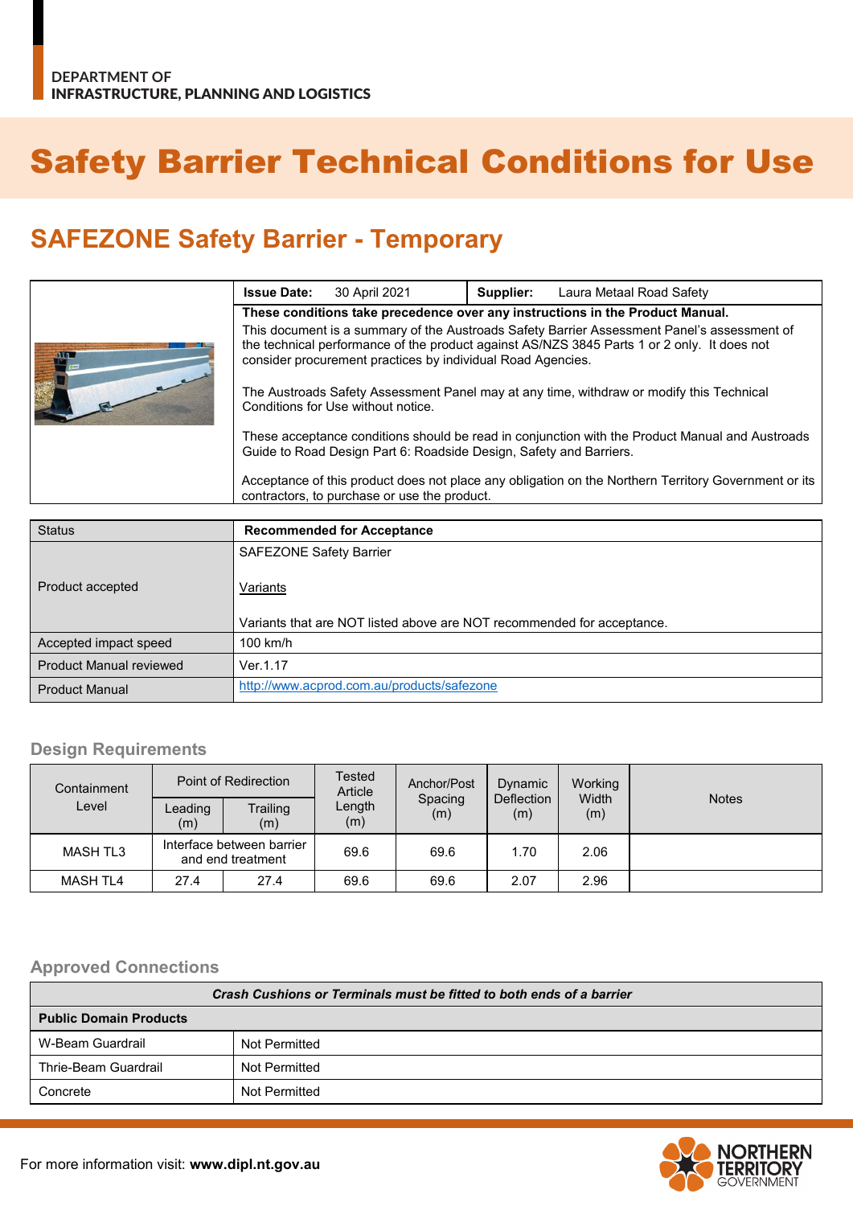DEPARTMENT OF
INFRASTRUCTURE, PLANNING AND LOGISTICS

# Safety Barrier Technical Conditions for Use

## SAFEZONE Safety Barrier - Temporary

| **Issue Date:** 30 April 2021 | **Supplier:** Laura Metaal Road Safety |
|---|---|

**These conditions take precedence over any instructions in the Product Manual.**

This document is a summary of the Austroads Safety Barrier Assessment Panel's assessment of the technical performance of the product against AS/NZS 3845 Parts 1 or 2 only. It does not consider procurement practices by individual Road Agencies.

The Austroads Safety Assessment Panel may at any time, withdraw or modify this Technical Conditions for Use without notice.

These acceptance conditions should be read in conjunction with the Product Manual and Austroads Guide to Road Design Part 6: Roadside Design, Safety and Barriers.

Acceptance of this product does not place any obligation on the Northern Territory Government or its contractors, to purchase or use the product.

| Status | **Recommended for Acceptance** |
|---|---|
| Product accepted | SAFEZONE Safety Barrier<br><br>Variants<br><br>Variants that are NOT listed above are NOT recommended for acceptance. |
| Accepted impact speed | 100 km/h |
| Product Manual reviewed | Ver.1.17 |
| Product Manual | http://www.acprod.com.au/products/safezone |

### Design Requirements

| Containment Level | Point of Redirection | | Tested Article Length (m) | Anchor/Post Spacing (m) | Dynamic Deflection (m) | Working Width (m) | Notes |
|---|---|---|---|---|---|---|---|
| | Leading (m) | Trailing (m) | | | | | |
| MASH TL3 | Interface between barrier and end treatment | | 69.6 | 69.6 | 1.70 | 2.06 | |
| MASH TL4 | 27.4 | 27.4 | 69.6 | 69.6 | 2.07 | 2.96 | |

### Approved Connections

| ***Crash Cushions or Terminals must be fitted to both ends of a barrier*** | |
|---|---|
| **Public Domain Products** | |
| W-Beam Guardrail | Not Permitted |
| Thrie-Beam Guardrail | Not Permitted |
| Concrete | Not Permitted |

For more information visit: **www.dipl.nt.gov.au**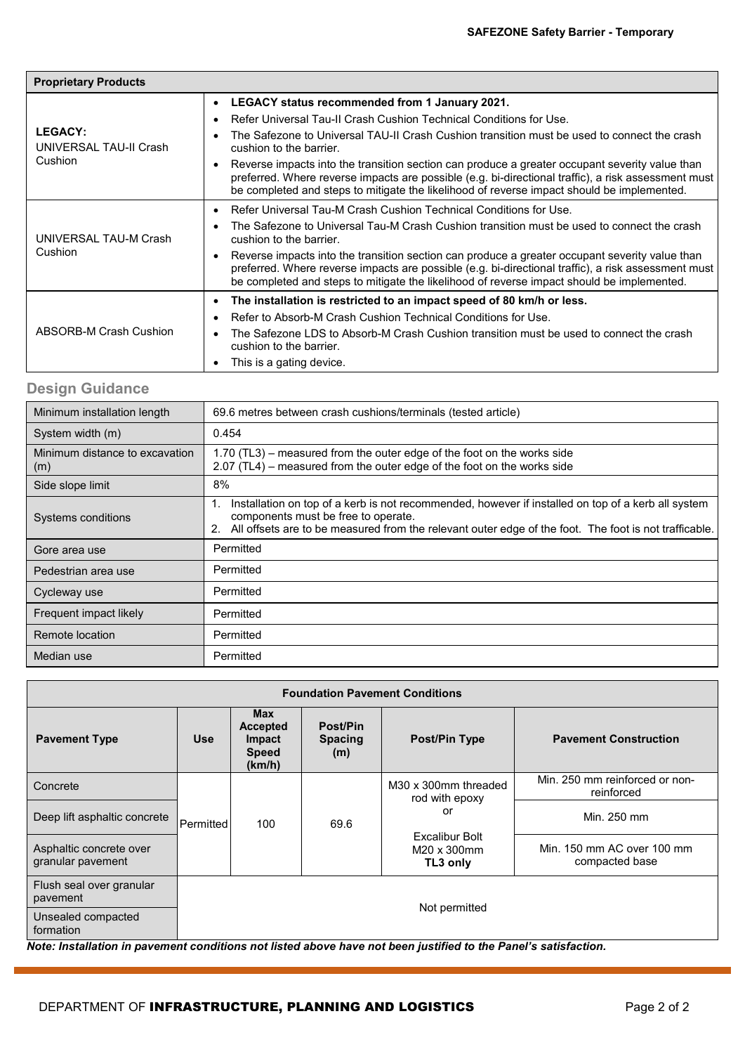| Proprietary Products | |
|---|---|
| **LEGACY:** UNIVERSAL TAU-II Crash Cushion | • **LEGACY status recommended from 1 January 2021.**<br>• Refer Universal Tau-II Crash Cushion Technical Conditions for Use.<br>• The Safezone to Universal TAU-II Crash Cushion transition must be used to connect the crash cushion to the barrier.<br>• Reverse impacts into the transition section can produce a greater occupant severity value than preferred. Where reverse impacts are possible (e.g. bi-directional traffic), a risk assessment must be completed and steps to mitigate the likelihood of reverse impact should be implemented. |
| UNIVERSAL TAU-M Crash Cushion | • Refer Universal Tau-M Crash Cushion Technical Conditions for Use.<br>• The Safezone to Universal Tau-M Crash Cushion transition must be used to connect the crash cushion to the barrier.<br>• Reverse impacts into the transition section can produce a greater occupant severity value than preferred. Where reverse impacts are possible (e.g. bi-directional traffic), a risk assessment must be completed and steps to mitigate the likelihood of reverse impact should be implemented. |
| ABSORB-M Crash Cushion | • **The installation is restricted to an impact speed of 80 km/h or less.**<br>• Refer to Absorb-M Crash Cushion Technical Conditions for Use.<br>• The Safezone LDS to Absorb-M Crash Cushion transition must be used to connect the crash cushion to the barrier.<br>• This is a gating device. |

## Design Guidance

| | |
|---|---|
| Minimum installation length | 69.6 metres between crash cushions/terminals (tested article) |
| System width (m) | 0.454 |
| Minimum distance to excavation (m) | 1.70 (TL3) – measured from the outer edge of the foot on the works side<br>2.07 (TL4) – measured from the outer edge of the foot on the works side |
| Side slope limit | 8% |
| Systems conditions | 1. Installation on top of a kerb is not recommended, however if installed on top of a kerb all system components must be free to operate.<br>2. All offsets are to be measured from the relevant outer edge of the foot. The foot is not trafficable. |
| Gore area use | Permitted |
| Pedestrian area use | Permitted |
| Cycleway use | Permitted |
| Frequent impact likely | Permitted |
| Remote location | Permitted |
| Median use | Permitted |

| Foundation Pavement Conditions | | | | | |
|---|---|---|---|---|---|
| **Pavement Type** | **Use** | **Max Accepted Impact Speed (km/h)** | **Post/Pin Spacing (m)** | **Post/Pin Type** | **Pavement Construction** |
| Concrete | Permitted | 100 | 69.6 | M30 x 300mm threaded rod with epoxy or Excalibur Bolt M20 x 300mm **TL3 only** | Min. 250 mm reinforced or non-reinforced |
| Deep lift asphaltic concrete | | | | | Min. 250 mm |
| Asphaltic concrete over granular pavement | | | | | Min. 150 mm AC over 100 mm compacted base |
| Flush seal over granular pavement | Not permitted | | | | |
| Unsealed compacted formation | | | | | |

***Note: Installation in pavement conditions not listed above have not been justified to the Panel's satisfaction.***